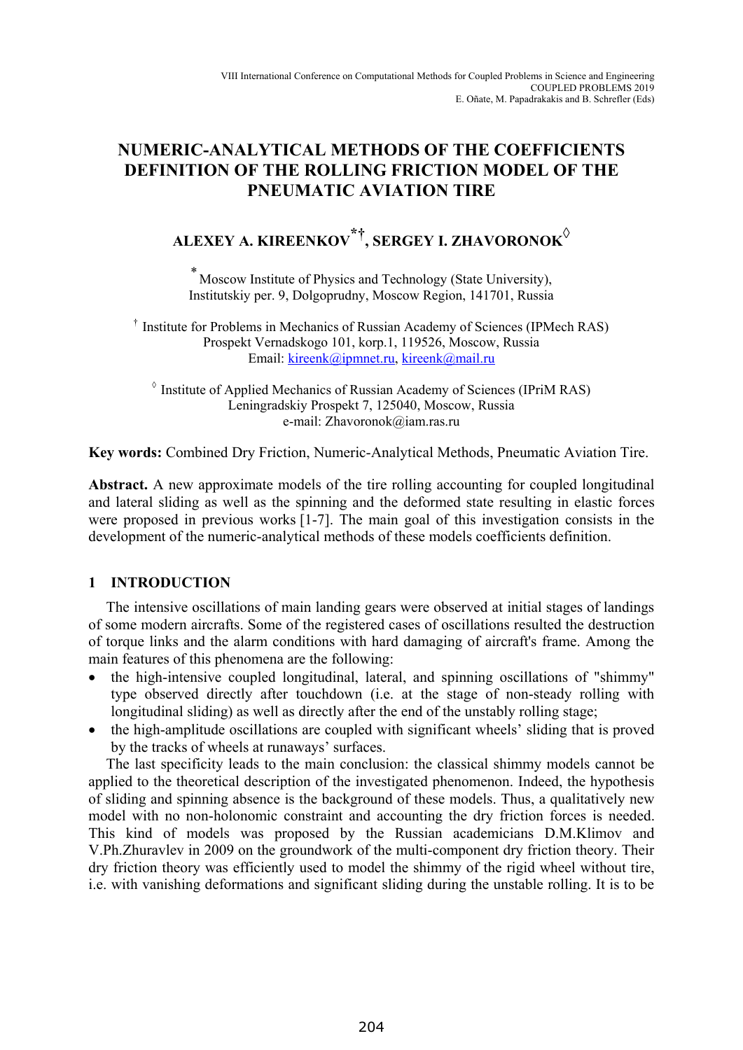# NUMERIC-ANALYTICAL METHODS OF THE COEFFICIENTS DEFINITION OF THE ROLLING FRICTION MODEL OF THE PNEUMATIC AVIATION TIRE

**ALEXEY A. KIREENKOV[*†], SERGEY I. ZHAVORONOK[◊]**

[*] Moscow Institute of Physics and Technology (State University), Institutskiy per. 9, Dolgoprudny, Moscow Region, 141701, Russia

[†] Institute for Problems in Mechanics of Russian Academy of Sciences (IPMech RAS) Prospekt Vernadskogo 101, korp.1, 119526, Moscow, Russia
Email: kireenk@ipmnet.ru, kireenk@mail.ru

[◊] Institute of Applied Mechanics of Russian Academy of Sciences (IPriM RAS) Leningradskiy Prospekt 7, 125040, Moscow, Russia
e-mail: Zhavoronok@iam.ras.ru

**Key words:** Combined Dry Friction, Numeric-Analytical Methods, Pneumatic Aviation Tire.

**Abstract.** A new approximate models of the tire rolling accounting for coupled longitudinal and lateral sliding as well as the spinning and the deformed state resulting in elastic forces were proposed in previous works [1-7]. The main goal of this investigation consists in the development of the numeric-analytical methods of these models coefficients definition.

## 1 INTRODUCTION

The intensive oscillations of main landing gears were observed at initial stages of landings of some modern aircrafts. Some of the registered cases of oscillations resulted the destruction of torque links and the alarm conditions with hard damaging of aircraft's frame. Among the main features of this phenomena are the following:

- the high-intensive coupled longitudinal, lateral, and spinning oscillations of "shimmy" type observed directly after touchdown (i.e. at the stage of non-steady rolling with longitudinal sliding) as well as directly after the end of the unstably rolling stage;
- the high-amplitude oscillations are coupled with significant wheels' sliding that is proved by the tracks of wheels at runaways' surfaces.

The last specificity leads to the main conclusion: the classical shimmy models cannot be applied to the theoretical description of the investigated phenomenon. Indeed, the hypothesis of sliding and spinning absence is the background of these models. Thus, a qualitatively new model with no non-holonomic constraint and accounting the dry friction forces is needed. This kind of models was proposed by the Russian academicians D.M.Klimov and V.Ph.Zhuravlev in 2009 on the groundwork of the multi-component dry friction theory. Their dry friction theory was efficiently used to model the shimmy of the rigid wheel without tire, i.e. with vanishing deformations and significant sliding during the unstable rolling. It is to be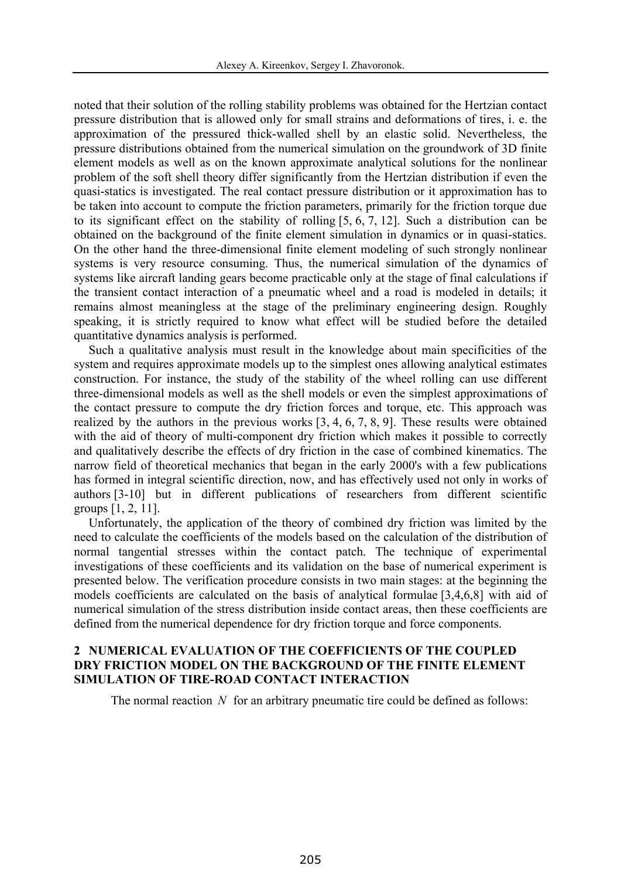noted that their solution of the rolling stability problems was obtained for the Hertzian contact pressure distribution that is allowed only for small strains and deformations of tires, i. e. the approximation of the pressured thick-walled shell by an elastic solid. Nevertheless, the pressure distributions obtained from the numerical simulation on the groundwork of 3D finite element models as well as on the known approximate analytical solutions for the nonlinear problem of the soft shell theory differ significantly from the Hertzian distribution if even the quasi-statics is investigated. The real contact pressure distribution or it approximation has to be taken into account to compute the friction parameters, primarily for the friction torque due to its significant effect on the stability of rolling [5, 6, 7, 12]. Such a distribution can be obtained on the background of the finite element simulation in dynamics or in quasi-statics. On the other hand the three-dimensional finite element modeling of such strongly nonlinear systems is very resource consuming. Thus, the numerical simulation of the dynamics of systems like aircraft landing gears become practicable only at the stage of final calculations if the transient contact interaction of a pneumatic wheel and a road is modeled in details; it remains almost meaningless at the stage of the preliminary engineering design. Roughly speaking, it is strictly required to know what effect will be studied before the detailed quantitative dynamics analysis is performed.

Such a qualitative analysis must result in the knowledge about main specificities of the system and requires approximate models up to the simplest ones allowing analytical estimates construction. For instance, the study of the stability of the wheel rolling can use different three-dimensional models as well as the shell models or even the simplest approximations of the contact pressure to compute the dry friction forces and torque, etc. This approach was realized by the authors in the previous works [3, 4, 6, 7, 8, 9]. These results were obtained with the aid of theory of multi-component dry friction which makes it possible to correctly and qualitatively describe the effects of dry friction in the case of combined kinematics. The narrow field of theoretical mechanics that began in the early 2000's with a few publications has formed in integral scientific direction, now, and has effectively used not only in works of authors [3-10] but in different publications of researchers from different scientific groups [1, 2, 11].

Unfortunately, the application of the theory of combined dry friction was limited by the need to calculate the coefficients of the models based on the calculation of the distribution of normal tangential stresses within the contact patch. The technique of experimental investigations of these coefficients and its validation on the base of numerical experiment is presented below. The verification procedure consists in two main stages: at the beginning the models coefficients are calculated on the basis of analytical formulae [3,4,6,8] with aid of numerical simulation of the stress distribution inside contact areas, then these coefficients are defined from the numerical dependence for dry friction torque and force components.

## 2 NUMERICAL EVALUATION OF THE COEFFICIENTS OF THE COUPLED DRY FRICTION MODEL ON THE BACKGROUND OF THE FINITE ELEMENT SIMULATION OF TIRE-ROAD CONTACT INTERACTION

The normal reaction $N$ for an arbitrary pneumatic tire could be defined as follows: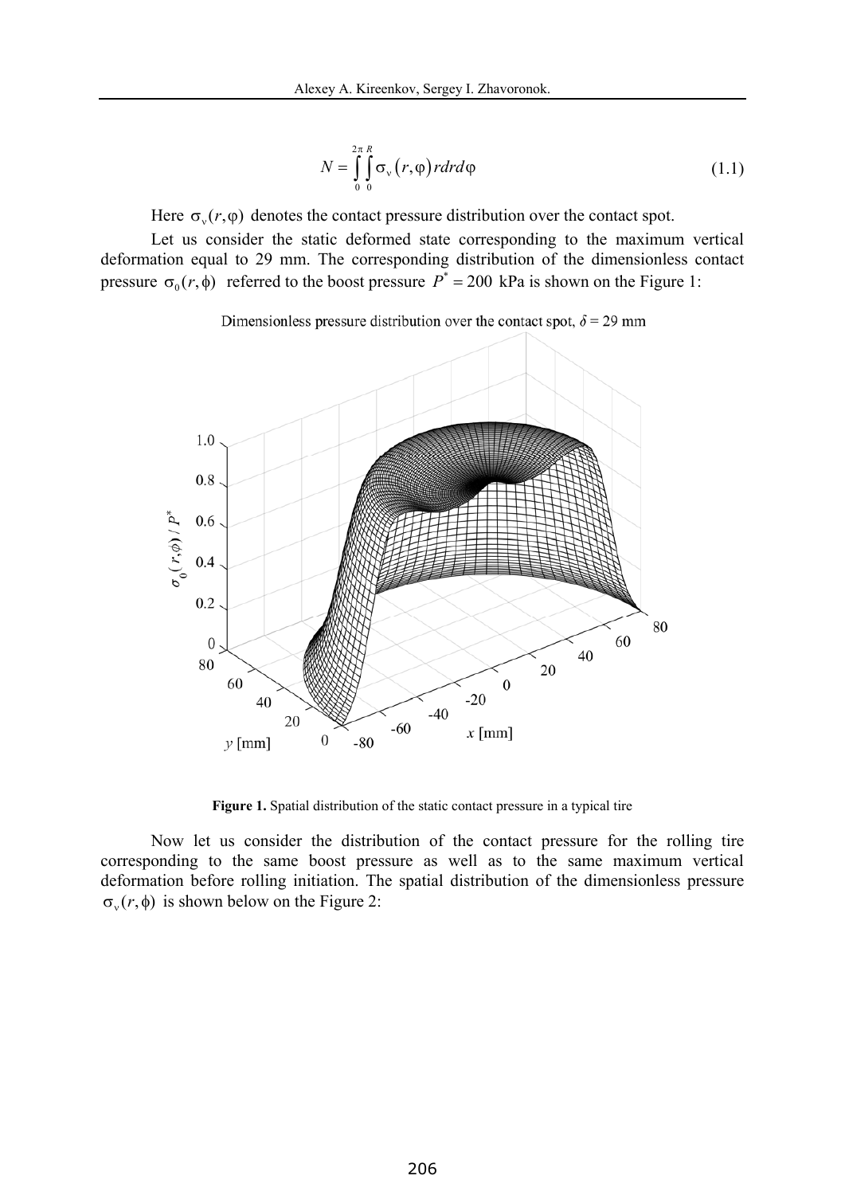$$N = \int_0^{2\pi} \int_0^R \sigma_v(r, \varphi) r dr d\varphi \tag{1.1}$$

Here $\sigma_v(r, \varphi)$ denotes the contact pressure distribution over the contact spot.

Let us consider the static deformed state corresponding to the maximum vertical deformation equal to 29 mm. The corresponding distribution of the dimensionless contact pressure $\sigma_0(r, \phi)$ referred to the boost pressure $P^* = 200$ kPa is shown on the Figure 1:

**Figure 1.** Spatial distribution of the static contact pressure in a typical tire

Now let us consider the distribution of the contact pressure for the rolling tire corresponding to the same boost pressure as well as to the same maximum vertical deformation before rolling initiation. The spatial distribution of the dimensionless pressure $\sigma_v(r, \phi)$ is shown below on the Figure 2: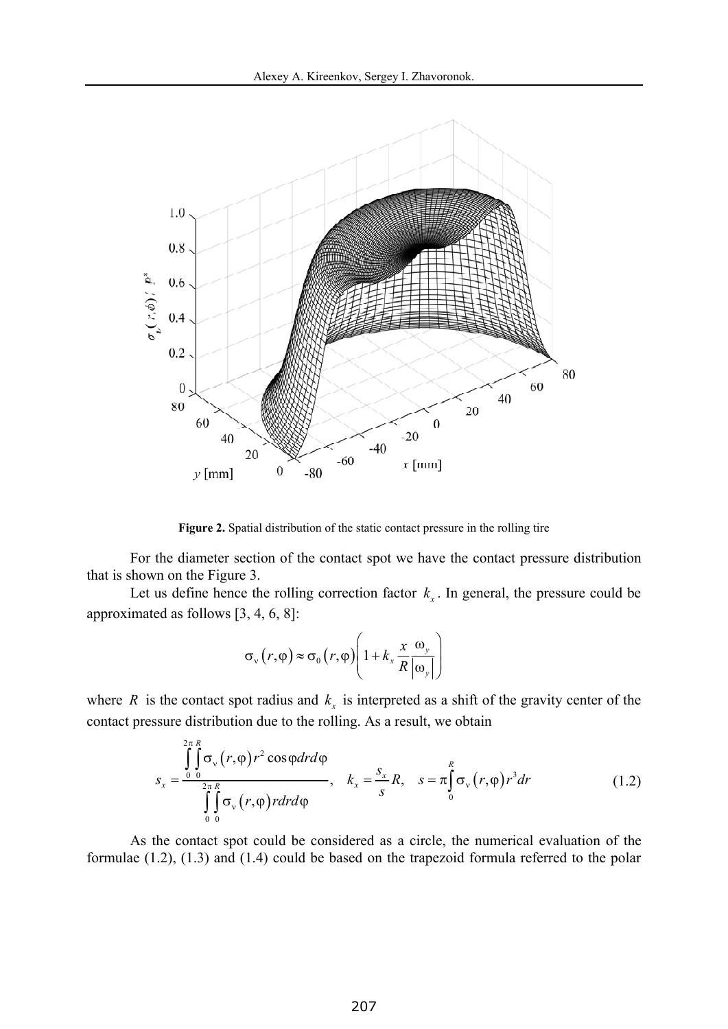**Figure 2.** Spatial distribution of the static contact pressure in the rolling tire

For the diameter section of the contact spot we have the contact pressure distribution that is shown on the Figure 3.

Let us define hence the rolling correction factor $k_x$. In general, the pressure could be approximated as follows [3, 4, 6, 8]:

$$\sigma_\nu(r,\varphi) \approx \sigma_0(r,\varphi)\left(1 + k_x \frac{x}{R}\frac{\omega_y}{|\omega_y|}\right)$$

where $R$ is the contact spot radius and $k_x$ is interpreted as a shift of the gravity center of the contact pressure distribution due to the rolling. As a result, we obtain

$$s_x = \frac{\int_0^{2\pi}\int_0^R \sigma_\nu(r,\varphi) r^2 \cos\varphi \, dr d\varphi}{\int_0^{2\pi}\int_0^R \sigma_\nu(r,\varphi) r dr d\varphi}, \quad k_x = \frac{s_x}{s}R, \quad s = \pi\int_0^R \sigma_\nu(r,\varphi) r^3 dr \tag{1.2}$$

As the contact spot could be considered as a circle, the numerical evaluation of the formulae (1.2), (1.3) and (1.4) could be based on the trapezoid formula referred to the polar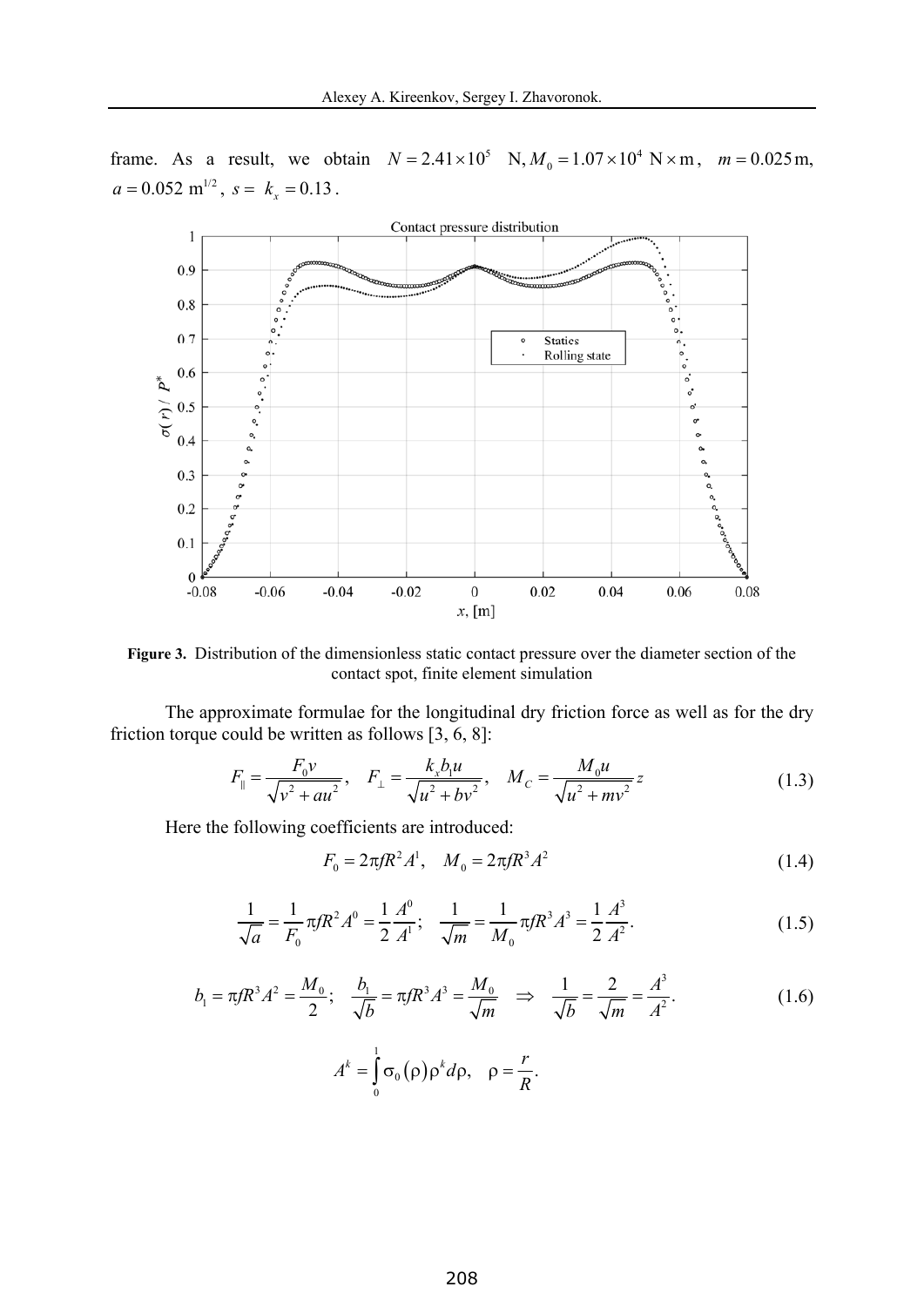frame. As a result, we obtain $N = 2.41 \times 10^5$ N, $M_0 = 1.07 \times 10^4$ N × m, $m = 0.025$ m, $a = 0.052$ m$^{1/2}$, $s = k_x = 0.13$.

Figure 3. Distribution of the dimensionless static contact pressure over the diameter section of the contact spot, finite element simulation

The approximate formulae for the longitudinal dry friction force as well as for the dry friction torque could be written as follows [3, 6, 8]:

$$F_{\parallel} = \frac{F_0 v}{\sqrt{v^2 + au^2}}, \quad F_{\perp} = \frac{k_x b_1 u}{\sqrt{u^2 + bv^2}}, \quad M_C = \frac{M_0 u}{\sqrt{u^2 + mv^2}} z \tag{1.3}$$

Here the following coefficients are introduced:

$$F_0 = 2\pi f R^2 A^1, \quad M_0 = 2\pi f R^3 A^2 \tag{1.4}$$

$$\frac{1}{\sqrt{a}} = \frac{1}{F_0} \pi f R^2 A^0 = \frac{1}{2} \frac{A^0}{A^1}; \quad \frac{1}{\sqrt{m}} = \frac{1}{M_0} \pi f R^3 A^3 = \frac{1}{2} \frac{A^3}{A^2}. \tag{1.5}$$

$$b_1 = \pi f R^3 A^2 = \frac{M_0}{2}; \quad \frac{b_1}{\sqrt{b}} = \pi f R^3 A^3 = \frac{M_0}{\sqrt{m}} \quad \Rightarrow \quad \frac{1}{\sqrt{b}} = \frac{2}{\sqrt{m}} = \frac{A^3}{A^2}. \tag{1.6}$$

$$A^k = \int_0^1 \sigma_0(\rho) \rho^k d\rho, \quad \rho = \frac{r}{R}.$$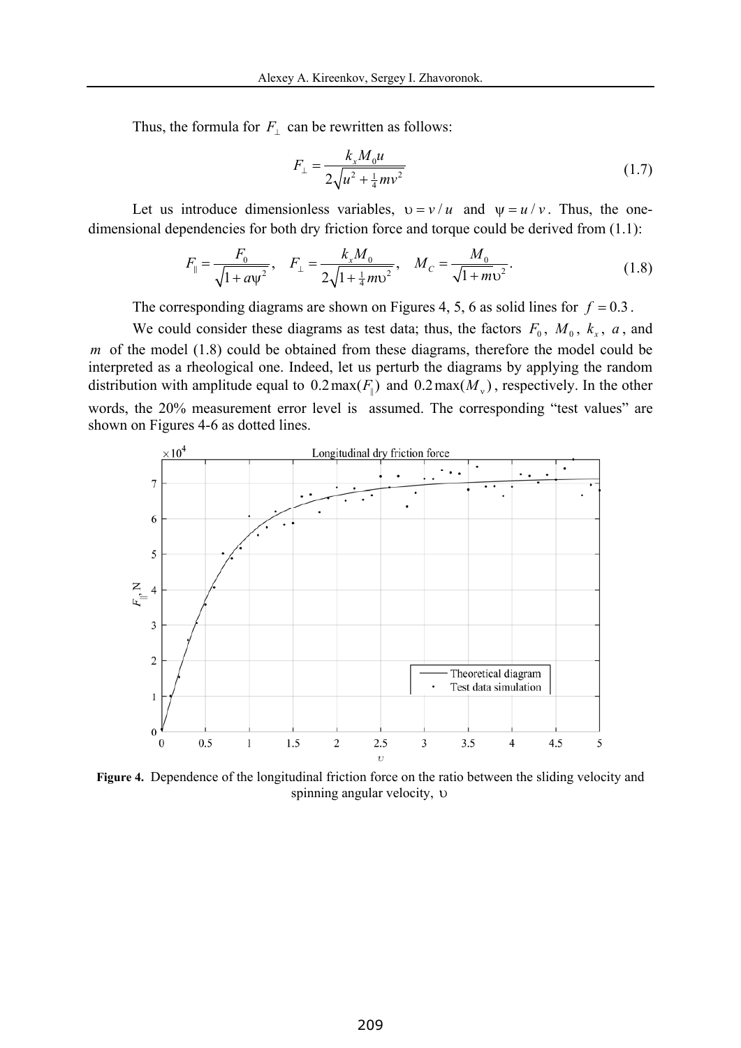Thus, the formula for $F_{\perp}$ can be rewritten as follows:

$$F_{\perp} = \frac{k_x M_0 u}{2\sqrt{u^2 + \frac{1}{4} m v^2}} \tag{1.7}$$

Let us introduce dimensionless variables, $\upsilon = v/u$ and $\psi = u/v$. Thus, the one-dimensional dependencies for both dry friction force and torque could be derived from (1.1):

$$F_{\|} = \frac{F_0}{\sqrt{1 + a\psi^2}}, \quad F_{\perp} = \frac{k_x M_0}{2\sqrt{1 + \frac{1}{4} m \upsilon^2}}, \quad M_C = \frac{M_0}{\sqrt{1 + m\upsilon^2}}. \tag{1.8}$$

The corresponding diagrams are shown on Figures 4, 5, 6 as solid lines for $f = 0.3$.

We could consider these diagrams as test data; thus, the factors $F_0$, $M_0$, $k_x$, $a$, and $m$ of the model (1.8) could be obtained from these diagrams, therefore the model could be interpreted as a rheological one. Indeed, let us perturb the diagrams by applying the random distribution with amplitude equal to $0.2\max(F_{\|})$ and $0.2\max(M_{\nu})$, respectively. In the other words, the 20% measurement error level is assumed. The corresponding "test values" are shown on Figures 4-6 as dotted lines.

**Figure 4.** Dependence of the longitudinal friction force on the ratio between the sliding velocity and spinning angular velocity, $\upsilon$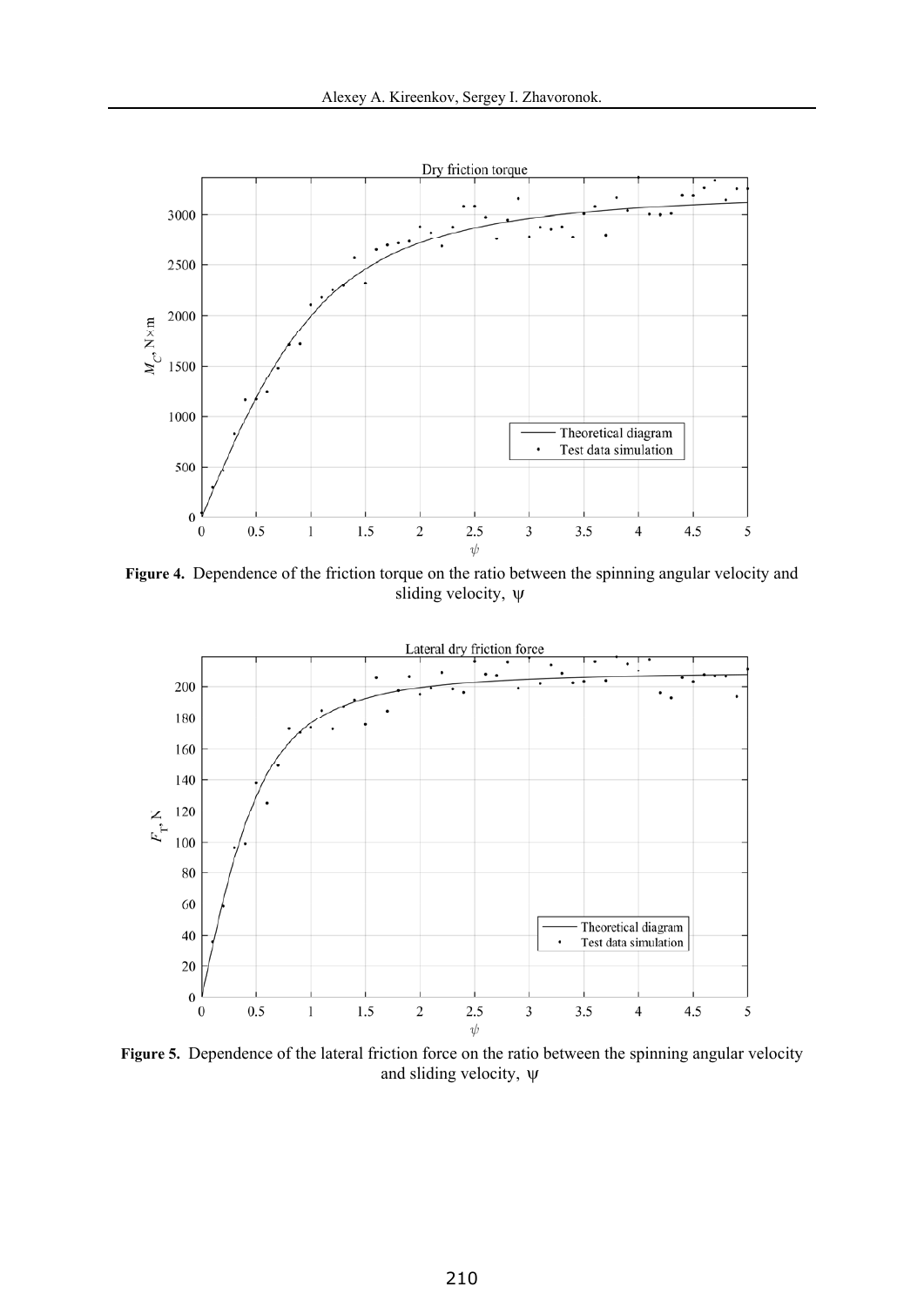**Figure 4.** Dependence of the friction torque on the ratio between the spinning angular velocity and sliding velocity, $\psi$

**Figure 5.** Dependence of the lateral friction force on the ratio between the spinning angular velocity and sliding velocity, $\psi$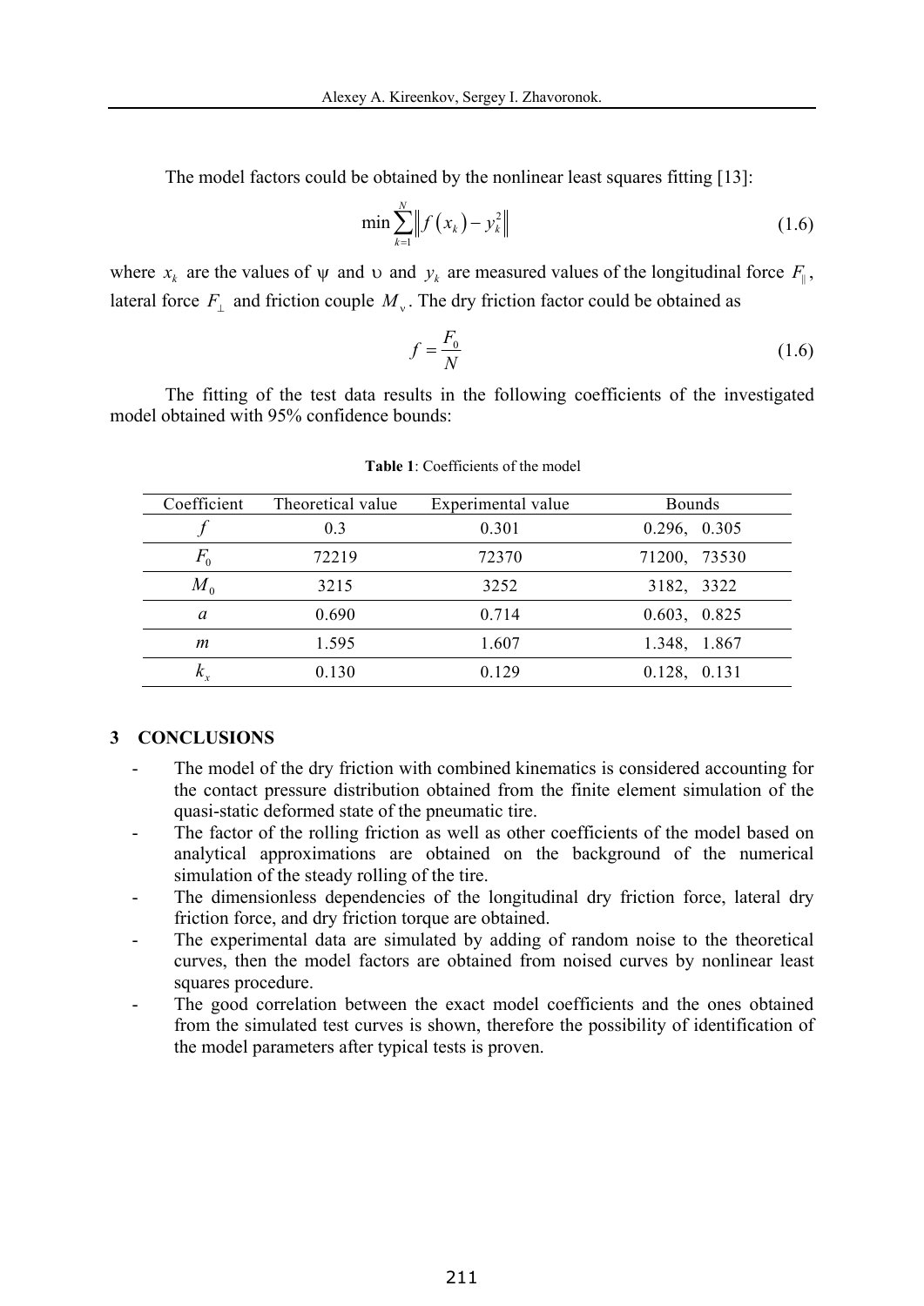The model factors could be obtained by the nonlinear least squares fitting [13]:

$$\min \sum_{k=1}^{N} \left\| f\left(x_k\right) - y_k^2 \right\| \tag{1.6}$$

where $x_k$ are the values of $\psi$ and $\upsilon$ and $y_k$ are measured values of the longitudinal force $F_{\|}$, lateral force $F_{\perp}$ and friction couple $M_{\nu}$. The dry friction factor could be obtained as

$$f = \frac{F_0}{N} \tag{1.6}$$

The fitting of the test data results in the following coefficients of the investigated model obtained with 95% confidence bounds:

**Table 1**: Coefficients of the model

| Coefficient | Theoretical value | Experimental value | Bounds |
|---|---|---|---|
| $f$ | 0.3 | 0.301 | 0.296, 0.305 |
| $F_0$ | 72219 | 72370 | 71200, 73530 |
| $M_0$ | 3215 | 3252 | 3182, 3322 |
| $a$ | 0.690 | 0.714 | 0.603, 0.825 |
| $m$ | 1.595 | 1.607 | 1.348, 1.867 |
| $k_x$ | 0.130 | 0.129 | 0.128, 0.131 |

## 3 CONCLUSIONS

- The model of the dry friction with combined kinematics is considered accounting for the contact pressure distribution obtained from the finite element simulation of the quasi-static deformed state of the pneumatic tire.
- The factor of the rolling friction as well as other coefficients of the model based on analytical approximations are obtained on the background of the numerical simulation of the steady rolling of the tire.
- The dimensionless dependencies of the longitudinal dry friction force, lateral dry friction force, and dry friction torque are obtained.
- The experimental data are simulated by adding of random noise to the theoretical curves, then the model factors are obtained from noised curves by nonlinear least squares procedure.
- The good correlation between the exact model coefficients and the ones obtained from the simulated test curves is shown, therefore the possibility of identification of the model parameters after typical tests is proven.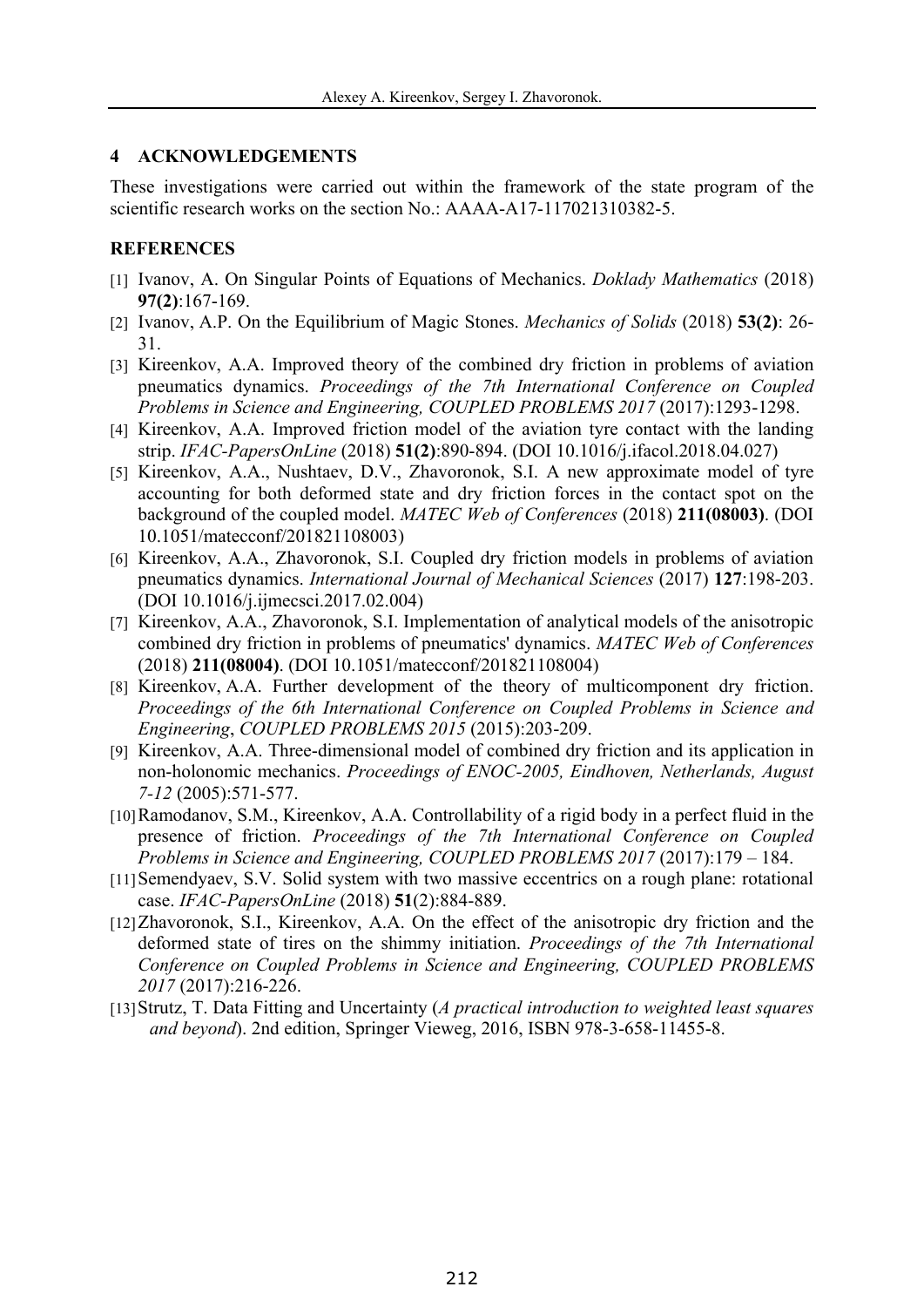## 4 ACKNOWLEDGEMENTS

These investigations were carried out within the framework of the state program of the scientific research works on the section No.: AAAA-A17-117021310382-5.

## REFERENCES

[1] Ivanov, A. On Singular Points of Equations of Mechanics. *Doklady Mathematics* (2018) **97(2)**:167-169.

[2] Ivanov, A.P. On the Equilibrium of Magic Stones. *Mechanics of Solids* (2018) **53(2)**: 26-31.

[3] Kireenkov, A.A. Improved theory of the combined dry friction in problems of aviation pneumatics dynamics. *Proceedings of the 7th International Conference on Coupled Problems in Science and Engineering, COUPLED PROBLEMS 2017* (2017):1293-1298.

[4] Kireenkov, A.A. Improved friction model of the aviation tyre contact with the landing strip. *IFAC-PapersOnLine* (2018) **51(2)**:890-894. (DOI 10.1016/j.ifacol.2018.04.027)

[5] Kireenkov, A.A., Nushtaev, D.V., Zhavoronok, S.I. A new approximate model of tyre accounting for both deformed state and dry friction forces in the contact spot on the background of the coupled model. *MATEC Web of Conferences* (2018) **211(08003)**. (DOI 10.1051/matecconf/201821108003)

[6] Kireenkov, A.A., Zhavoronok, S.I. Coupled dry friction models in problems of aviation pneumatics dynamics. *International Journal of Mechanical Sciences* (2017) **127**:198-203. (DOI 10.1016/j.ijmecsci.2017.02.004)

[7] Kireenkov, A.A., Zhavoronok, S.I. Implementation of analytical models of the anisotropic combined dry friction in problems of pneumatics' dynamics. *MATEC Web of Conferences* (2018) **211(08004)**. (DOI 10.1051/matecconf/201821108004)

[8] Kireenkov, A.A. Further development of the theory of multicomponent dry friction. *Proceedings of the 6th International Conference on Coupled Problems in Science and Engineering*, *COUPLED PROBLEMS 2015* (2015):203-209.

[9] Kireenkov, A.A. Three-dimensional model of combined dry friction and its application in non-holonomic mechanics. *Proceedings of ENOC-2005, Eindhoven, Netherlands, August 7-12* (2005):571-577.

[10] Ramodanov, S.M., Kireenkov, A.A. Controllability of a rigid body in a perfect fluid in the presence of friction. *Proceedings of the 7th International Conference on Coupled Problems in Science and Engineering, COUPLED PROBLEMS 2017* (2017):179 – 184.

[11] Semendyaev, S.V. Solid system with two massive eccentrics on a rough plane: rotational case. *IFAC-PapersOnLine* (2018) **51**(2):884-889.

[12] Zhavoronok, S.I., Kireenkov, A.A. On the effect of the anisotropic dry friction and the deformed state of tires on the shimmy initiation. *Proceedings of the 7th International Conference on Coupled Problems in Science and Engineering, COUPLED PROBLEMS 2017* (2017):216-226.

[13] Strutz, T. Data Fitting and Uncertainty (*A practical introduction to weighted least squares and beyond*). 2nd edition, Springer Vieweg, 2016, ISBN 978-3-658-11455-8.